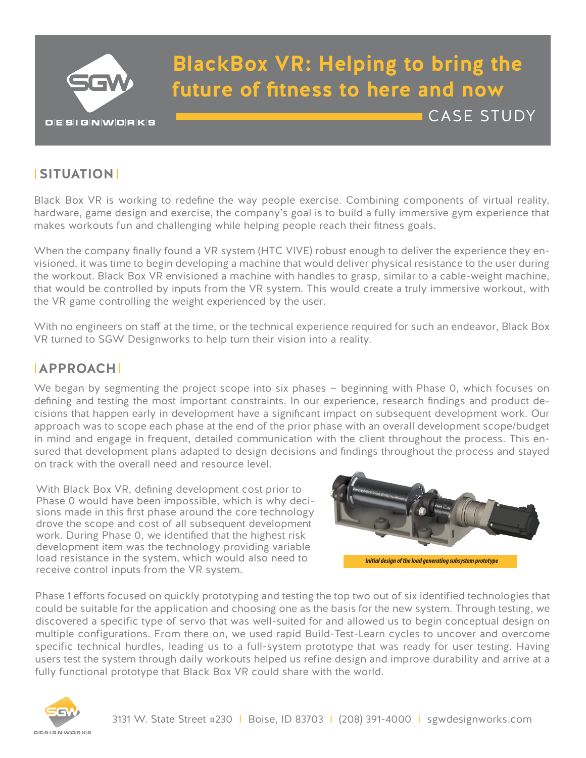# BlackBox VR: Helping to bring the future of fitness to here and now

CASE STUDY

## SITUATION

Black Box VR is working to redefine the way people exercise. Combining components of virtual reality, hardware, game design and exercise, the company's goal is to build a fully immersive gym experience that makes workouts fun and challenging while helping people reach their fitness goals.

When the company finally found a VR system (HTC VIVE) robust enough to deliver the experience they envisioned, it was time to begin developing a machine that would deliver physical resistance to the user during the workout. Black Box VR envisioned a machine with handles to grasp, similar to a cable-weight machine, that would be controlled by inputs from the VR system. This would create a truly immersive workout, with the VR game controlling the weight experienced by the user.

With no engineers on staff at the time, or the technical experience required for such an endeavor, Black Box VR turned to SGW Designworks to help turn their vision into a reality.

## APPROACH

We began by segmenting the project scope into six phases – beginning with Phase 0, which focuses on defining and testing the most important constraints. In our experience, research findings and product decisions that happen early in development have a significant impact on subsequent development work. Our approach was to scope each phase at the end of the prior phase with an overall development scope/budget in mind and engage in frequent, detailed communication with the client throughout the process. This ensured that development plans adapted to design decisions and findings throughout the process and stayed on track with the overall need and resource level.

With Black Box VR, defining development cost prior to Phase 0 would have been impossible, which is why decisions made in this first phase around the core technology drove the scope and cost of all subsequent development work. During Phase 0, we identified that the highest risk development item was the technology providing variable load resistance in the system, which would also need to receive control inputs from the VR system.

*Initial design of the load generating subsystem prototype*

Phase 1 efforts focused on quickly prototyping and testing the top two out of six identified technologies that could be suitable for the application and choosing one as the basis for the new system. Through testing, we discovered a specific type of servo that was well-suited for and allowed us to begin conceptual design on multiple configurations. From there on, we used rapid Build-Test-Learn cycles to uncover and overcome specific technical hurdles, leading us to a full-system prototype that was ready for user testing. Having users test the system through daily workouts helped us refine design and improve durability and arrive at a fully functional prototype that Black Box VR could share with the world.

3131 W. State Street #230 | Boise, ID 83703 | (208) 391-4000 | sgwdesignworks.com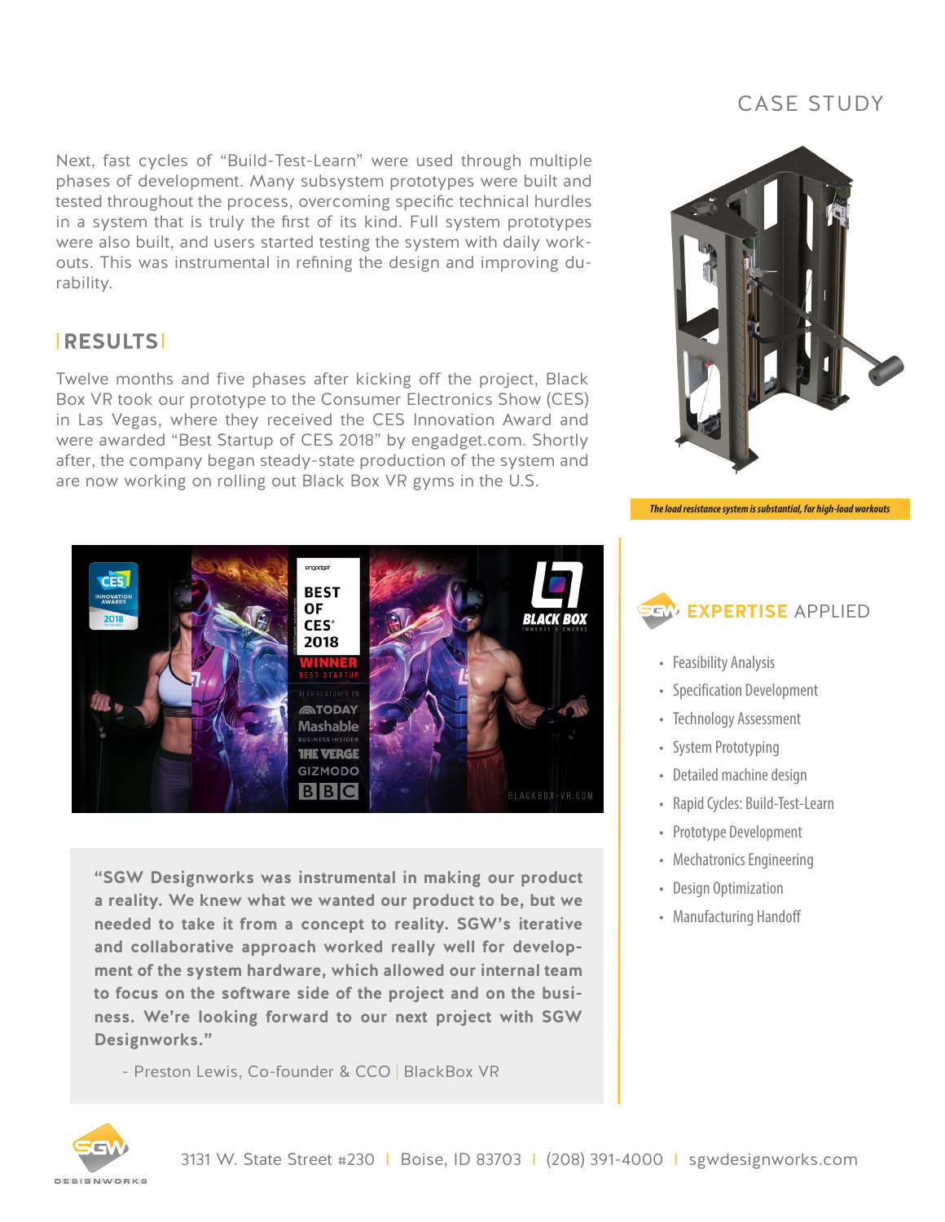# CASE STUDY

Next, fast cycles of "Build-Test-Learn" were used through multiple phases of development. Many subsystem prototypes were built and tested throughout the process, overcoming specific technical hurdles in a system that is truly the first of its kind. Full system prototypes were also built, and users started testing the system with daily workouts. This was instrumental in refining the design and improving durability.

## RESULTS

Twelve months and five phases after kicking off the project, Black Box VR took our prototype to the Consumer Electronics Show (CES) in Las Vegas, where they received the CES Innovation Award and were awarded "Best Startup of CES 2018" by engadget.com. Shortly after, the company began steady-state production of the system and are now working on rolling out Black Box VR gyms in the U.S.

*The load resistance system is substantial, for high-load workouts*

> **"SGW Designworks was instrumental in making our product a reality. We knew what we wanted our product to be, but we needed to take it from a concept to reality. SGW's iterative and collaborative approach worked really well for development of the system hardware, which allowed our internal team to focus on the software side of the project and on the business. We're looking forward to our next project with SGW Designworks."**
>
> \- Preston Lewis, Co-founder & CCO | BlackBox VR

## EXPERTISE APPLIED

- Feasibility Analysis
- Specification Development
- Technology Assessment
- System Prototyping
- Detailed machine design
- Rapid Cycles: Build-Test-Learn
- Prototype Development
- Mechatronics Engineering
- Design Optimization
- Manufacturing Handoff

3131 W. State Street #230 | Boise, ID 83703 | (208) 391-4000 | sgwdesignworks.com